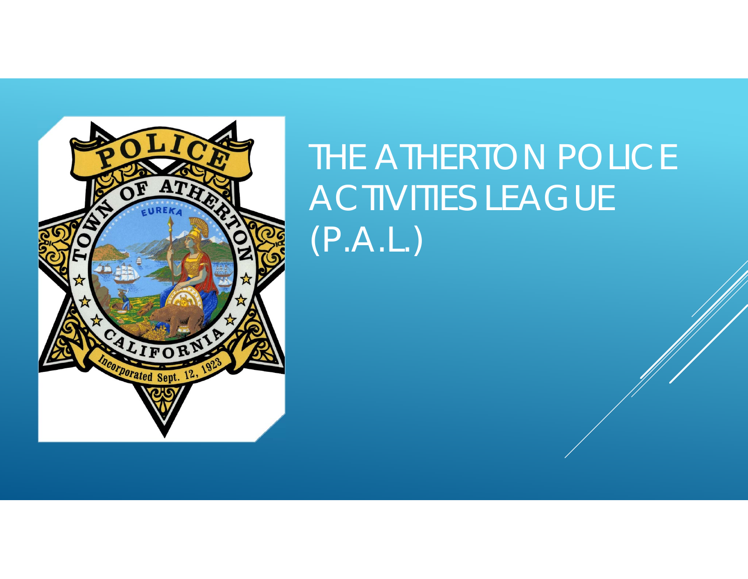# THE ATHERTON POLICE ACTIVITIES LEAGUE (P.A.L.)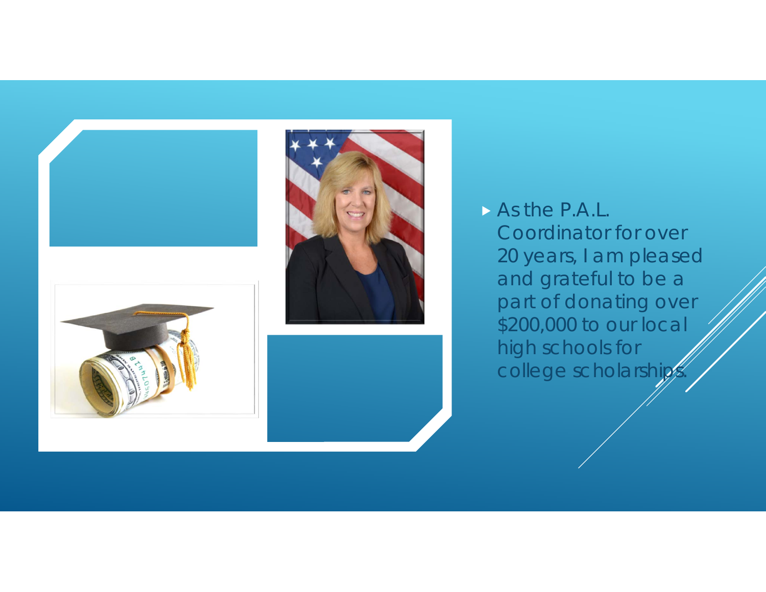- As the P.A.L. Coordinator for over 20 years, I am pleased and grateful to be a part of donating over $200,000 to our local high schools for college scholarships.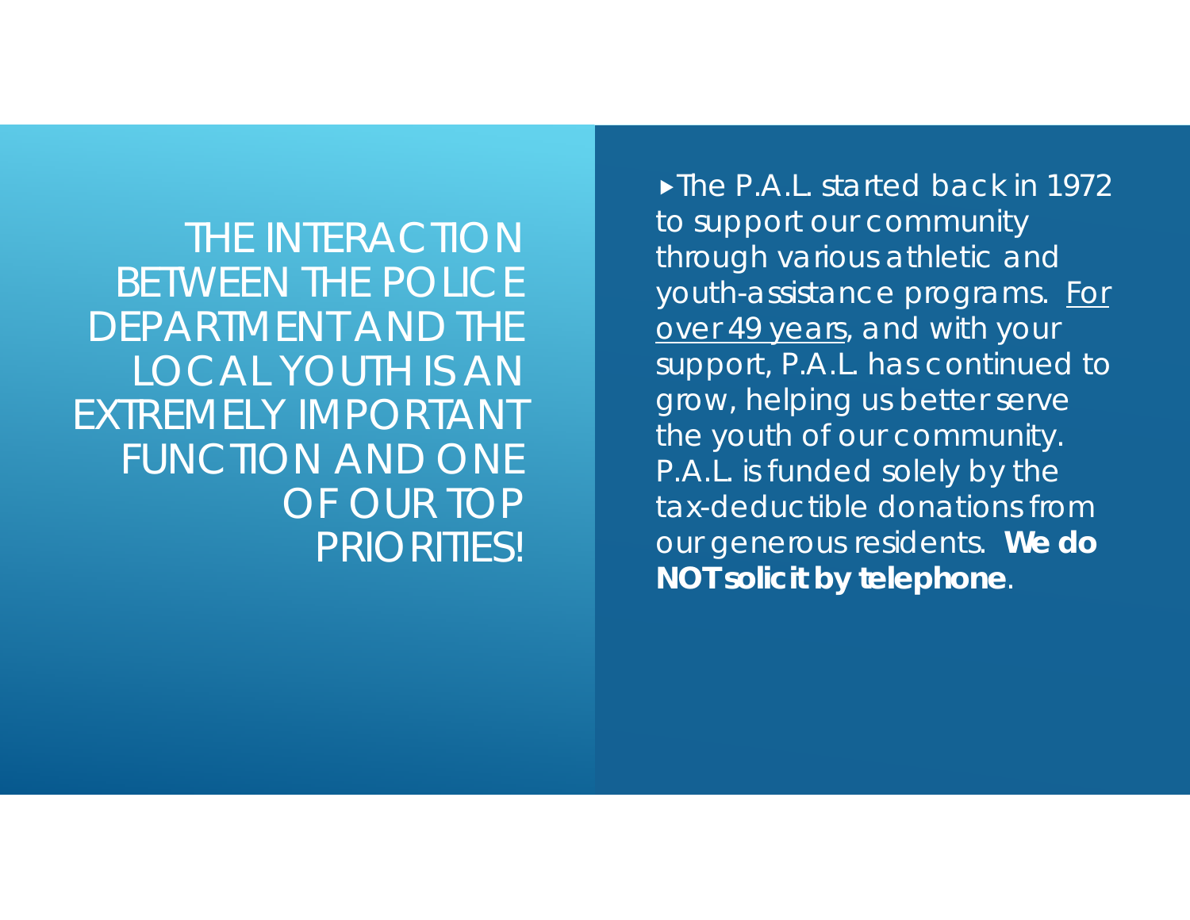# THE INTERACTION BETWEEN THE POLICE DEPARTMENT AND THE LOCAL YOUTH IS AN EXTREMELY IMPORTANT FUNCTION AND ONE OF OUR TOP PRIORITIES!

- The P.A.L. started back in 1972 to support our community through various athletic and youth-assistance programs. For over 49 years, and with your support, P.A.L. has continued to grow, helping us better serve the youth of our community. P.A.L. is funded solely by the tax-deductible donations from our generous residents. **We do NOT solicit by telephone**.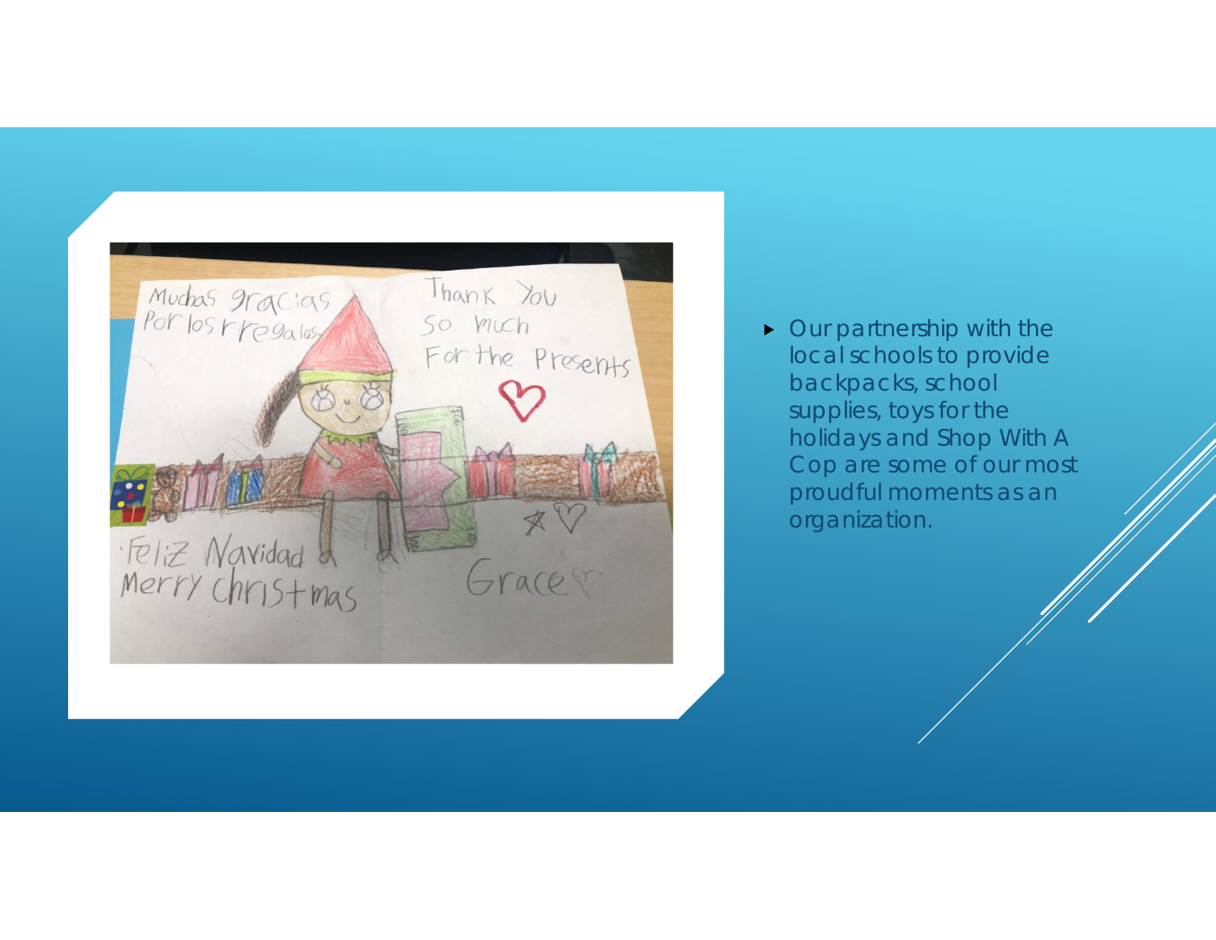- Our partnership with the local schools to provide backpacks, school supplies, toys for the holidays and Shop With A Cop are some of our most proudful moments as an organization.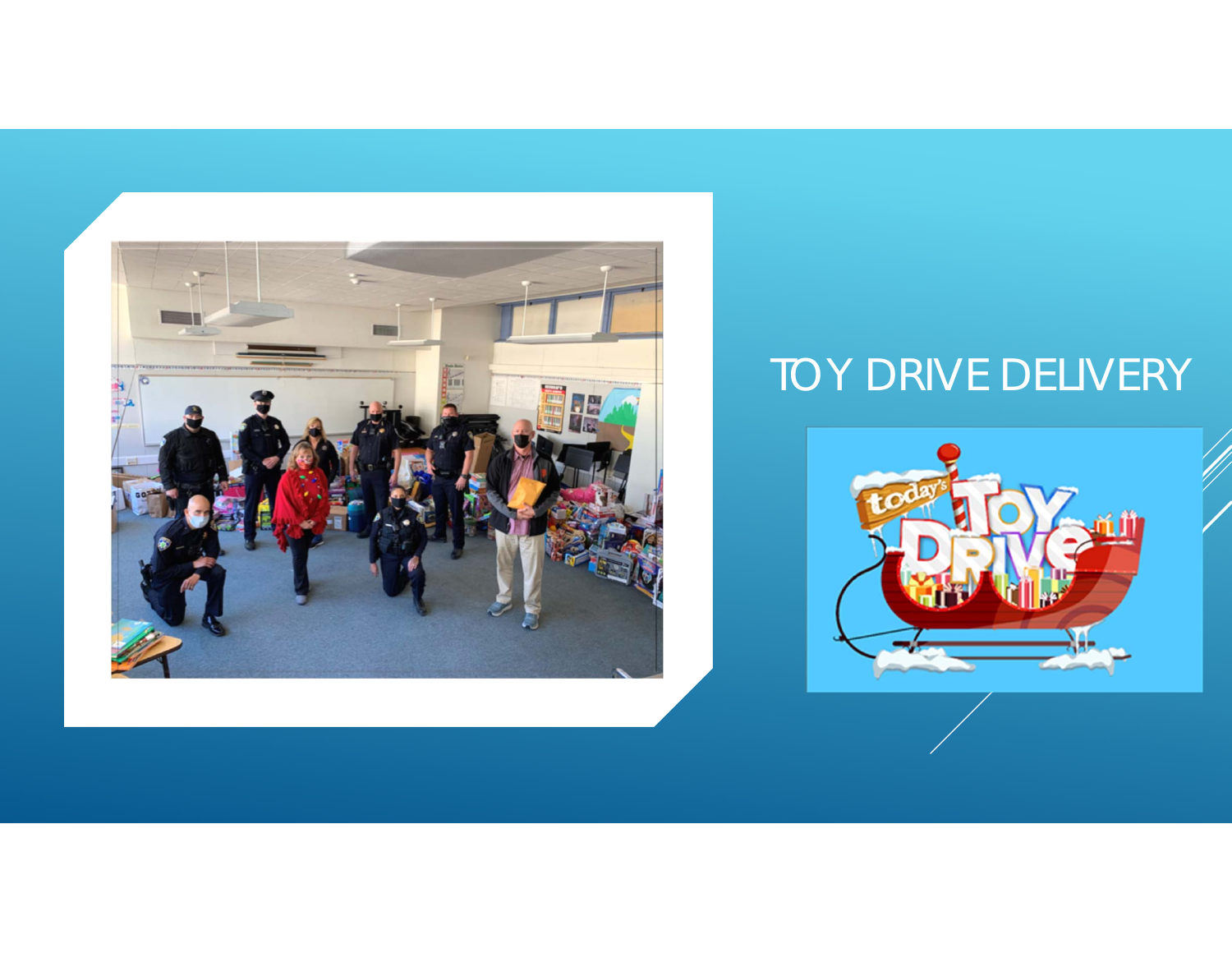# TOY DRIVE DELIVERY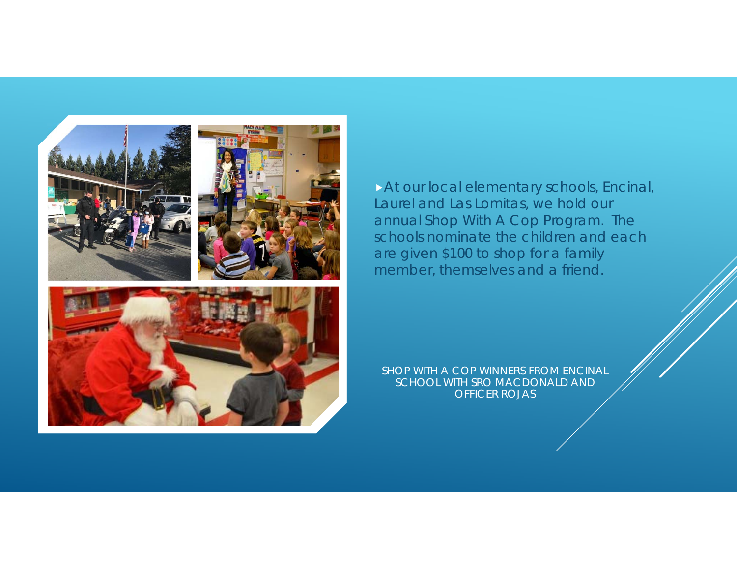- At our local elementary schools, Encinal, Laurel and Las Lomitas, we hold our annual Shop With A Cop Program. The schools nominate the children and each are given $100 to shop for a family member, themselves and a friend.

SHOP WITH A COP WINNERS FROM ENCINAL SCHOOL WITH SRO MACDONALD AND OFFICER ROJAS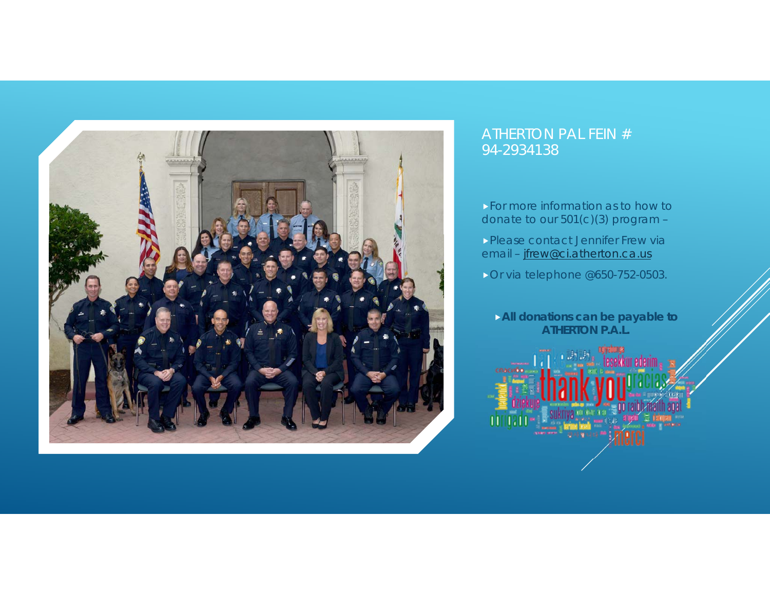## ATHERTON PAL FEIN # 94-2934138

- For more information as to how to donate to our 501(c)(3) program –
- Please contact Jennifer Frew via email – jfrew@ci.atherton.ca.us
- Or via telephone @650-752-0503.

- **All donations can be payable to ATHERTON P.A.L.**